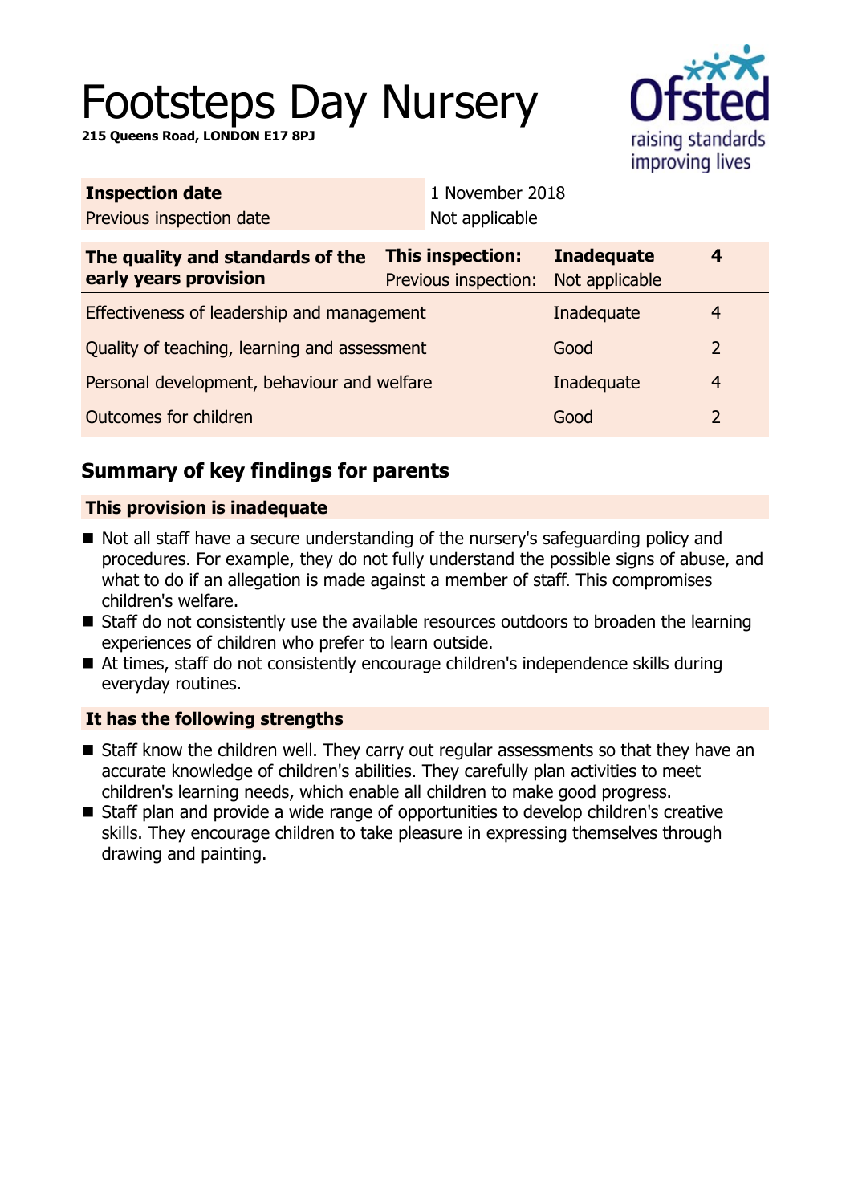# Footsteps Day Nursery

**215 Queens Road, LONDON E17 8PJ**

| **Inspection date** | 1 November 2018 |
|---|---|
| Previous inspection date | Not applicable |

| **The quality and standards of the early years provision** | **This inspection:** | **Inadequate** | **4** |
|---|---|---|---|
| | Previous inspection: | Not applicable | |
| Effectiveness of leadership and management | | Inadequate | 4 |
| Quality of teaching, learning and assessment | | Good | 2 |
| Personal development, behaviour and welfare | | Inadequate | 4 |
| Outcomes for children | | Good | 2 |

## Summary of key findings for parents

**This provision is inadequate**

- Not all staff have a secure understanding of the nursery's safeguarding policy and procedures. For example, they do not fully understand the possible signs of abuse, and what to do if an allegation is made against a member of staff. This compromises children's welfare.
- Staff do not consistently use the available resources outdoors to broaden the learning experiences of children who prefer to learn outside.
- At times, staff do not consistently encourage children's independence skills during everyday routines.

**It has the following strengths**

- Staff know the children well. They carry out regular assessments so that they have an accurate knowledge of children's abilities. They carefully plan activities to meet children's learning needs, which enable all children to make good progress.
- Staff plan and provide a wide range of opportunities to develop children's creative skills. They encourage children to take pleasure in expressing themselves through drawing and painting.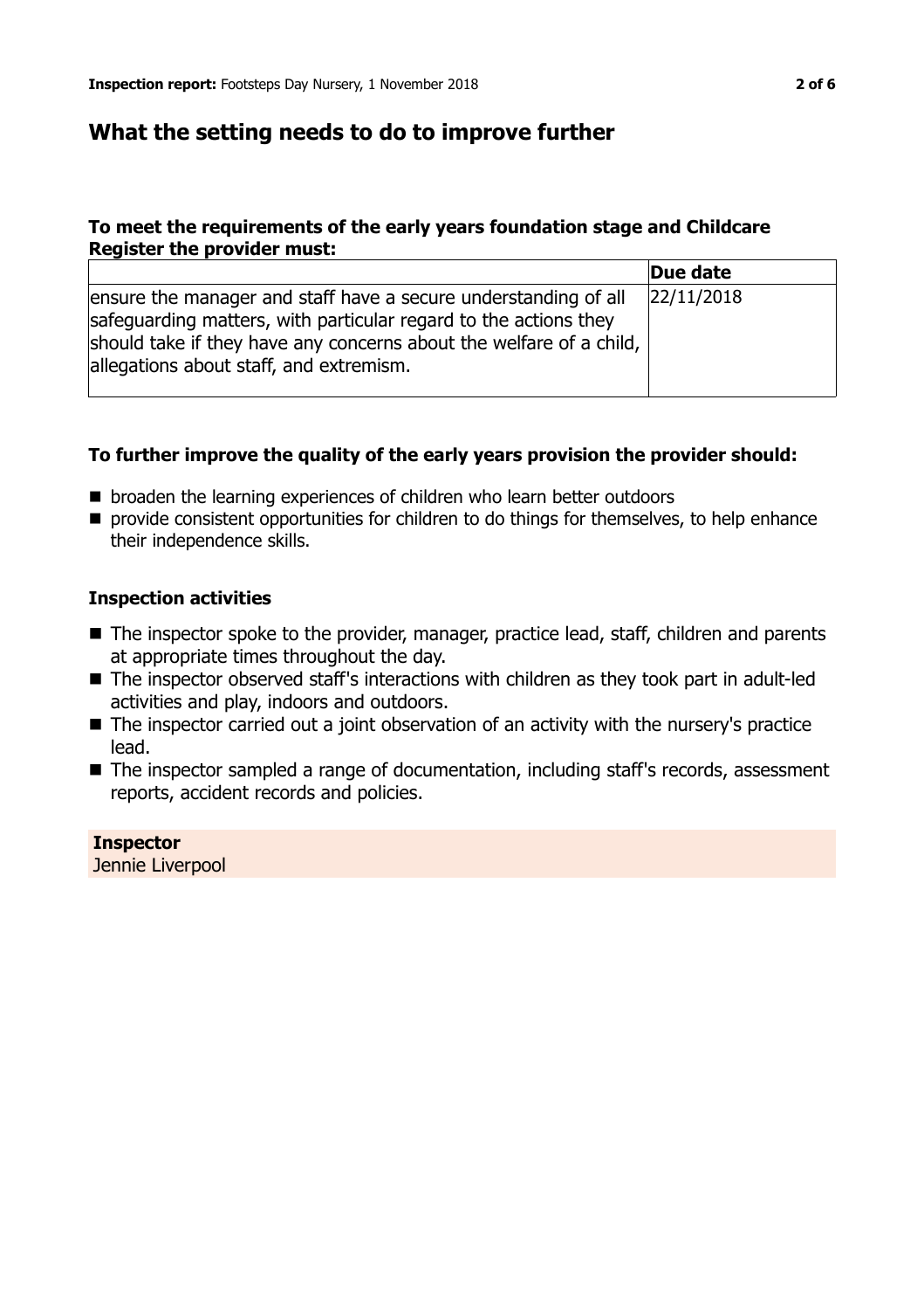## What the setting needs to do to improve further

### To meet the requirements of the early years foundation stage and Childcare Register the provider must:

| | Due date |
|---|---|
| ensure the manager and staff have a secure understanding of all safeguarding matters, with particular regard to the actions they should take if they have any concerns about the welfare of a child, allegations about staff, and extremism. | 22/11/2018 |

### To further improve the quality of the early years provision the provider should:

- broaden the learning experiences of children who learn better outdoors
- provide consistent opportunities for children to do things for themselves, to help enhance their independence skills.

### Inspection activities

- The inspector spoke to the provider, manager, practice lead, staff, children and parents at appropriate times throughout the day.
- The inspector observed staff's interactions with children as they took part in adult-led activities and play, indoors and outdoors.
- The inspector carried out a joint observation of an activity with the nursery's practice lead.
- The inspector sampled a range of documentation, including staff's records, assessment reports, accident records and policies.

**Inspector**
Jennie Liverpool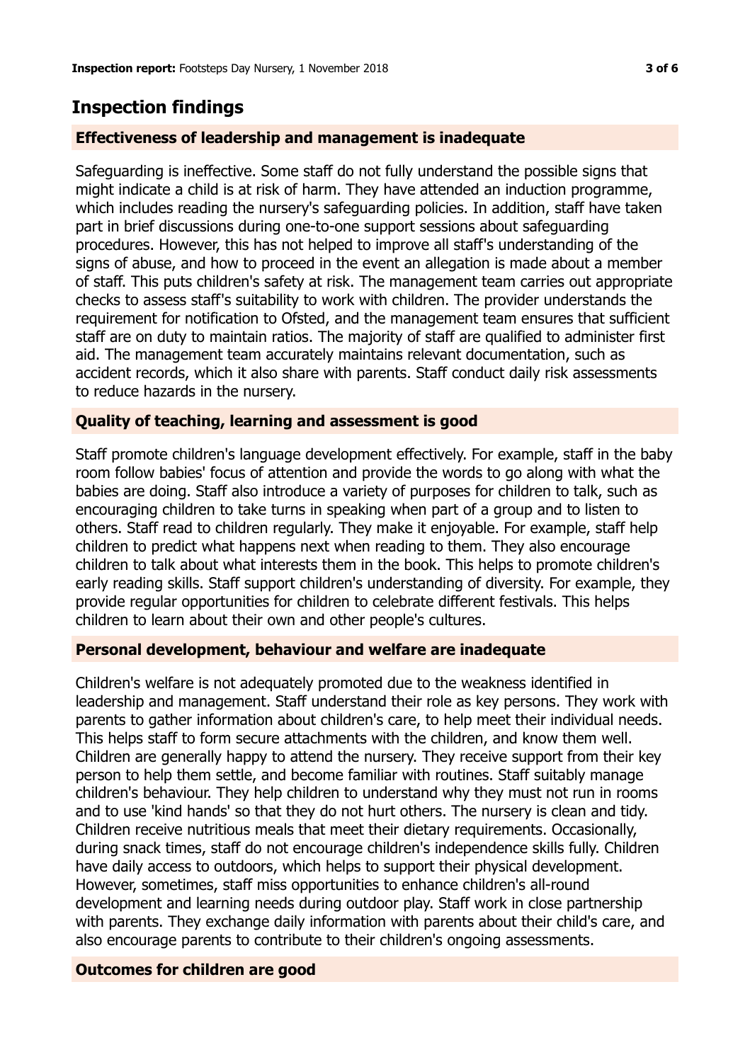## Inspection findings

### Effectiveness of leadership and management is inadequate

Safeguarding is ineffective. Some staff do not fully understand the possible signs that might indicate a child is at risk of harm. They have attended an induction programme, which includes reading the nursery's safeguarding policies. In addition, staff have taken part in brief discussions during one-to-one support sessions about safeguarding procedures. However, this has not helped to improve all staff's understanding of the signs of abuse, and how to proceed in the event an allegation is made about a member of staff. This puts children's safety at risk. The management team carries out appropriate checks to assess staff's suitability to work with children. The provider understands the requirement for notification to Ofsted, and the management team ensures that sufficient staff are on duty to maintain ratios. The majority of staff are qualified to administer first aid. The management team accurately maintains relevant documentation, such as accident records, which it also share with parents. Staff conduct daily risk assessments to reduce hazards in the nursery.

### Quality of teaching, learning and assessment is good

Staff promote children's language development effectively. For example, staff in the baby room follow babies' focus of attention and provide the words to go along with what the babies are doing. Staff also introduce a variety of purposes for children to talk, such as encouraging children to take turns in speaking when part of a group and to listen to others. Staff read to children regularly. They make it enjoyable. For example, staff help children to predict what happens next when reading to them. They also encourage children to talk about what interests them in the book. This helps to promote children's early reading skills. Staff support children's understanding of diversity. For example, they provide regular opportunities for children to celebrate different festivals. This helps children to learn about their own and other people's cultures.

### Personal development, behaviour and welfare are inadequate

Children's welfare is not adequately promoted due to the weakness identified in leadership and management. Staff understand their role as key persons. They work with parents to gather information about children's care, to help meet their individual needs. This helps staff to form secure attachments with the children, and know them well. Children are generally happy to attend the nursery. They receive support from their key person to help them settle, and become familiar with routines. Staff suitably manage children's behaviour. They help children to understand why they must not run in rooms and to use 'kind hands' so that they do not hurt others. The nursery is clean and tidy. Children receive nutritious meals that meet their dietary requirements. Occasionally, during snack times, staff do not encourage children's independence skills fully. Children have daily access to outdoors, which helps to support their physical development. However, sometimes, staff miss opportunities to enhance children's all-round development and learning needs during outdoor play. Staff work in close partnership with parents. They exchange daily information with parents about their child's care, and also encourage parents to contribute to their children's ongoing assessments.

### Outcomes for children are good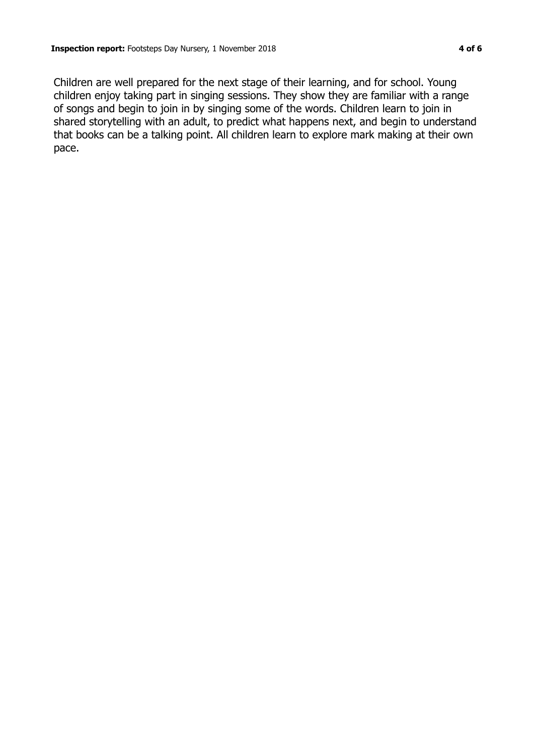Children are well prepared for the next stage of their learning, and for school. Young children enjoy taking part in singing sessions. They show they are familiar with a range of songs and begin to join in by singing some of the words. Children learn to join in shared storytelling with an adult, to predict what happens next, and begin to understand that books can be a talking point. All children learn to explore mark making at their own pace.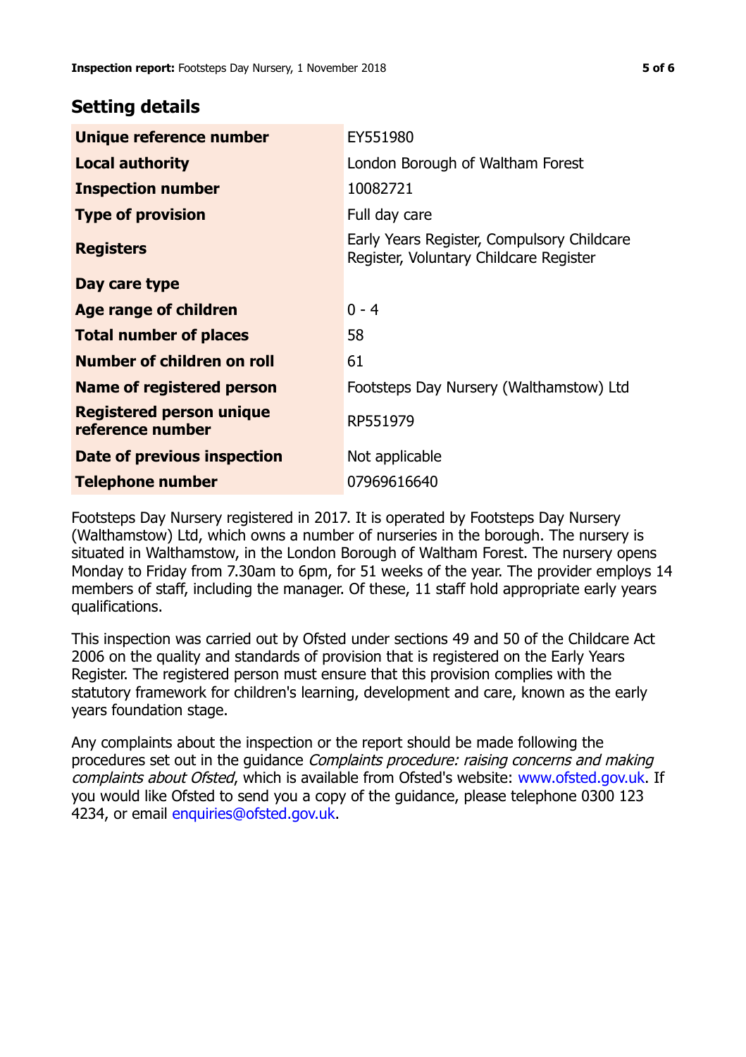## Setting details

| | |
|---|---|
| **Unique reference number** | EY551980 |
| **Local authority** | London Borough of Waltham Forest |
| **Inspection number** | 10082721 |
| **Type of provision** | Full day care |
| **Registers** | Early Years Register, Compulsory Childcare Register, Voluntary Childcare Register |
| **Day care type** | |
| **Age range of children** | 0 - 4 |
| **Total number of places** | 58 |
| **Number of children on roll** | 61 |
| **Name of registered person** | Footsteps Day Nursery (Walthamstow) Ltd |
| **Registered person unique reference number** | RP551979 |
| **Date of previous inspection** | Not applicable |
| **Telephone number** | 07969616640 |

Footsteps Day Nursery registered in 2017. It is operated by Footsteps Day Nursery (Walthamstow) Ltd, which owns a number of nurseries in the borough. The nursery is situated in Walthamstow, in the London Borough of Waltham Forest. The nursery opens Monday to Friday from 7.30am to 6pm, for 51 weeks of the year. The provider employs 14 members of staff, including the manager. Of these, 11 staff hold appropriate early years qualifications.

This inspection was carried out by Ofsted under sections 49 and 50 of the Childcare Act 2006 on the quality and standards of provision that is registered on the Early Years Register. The registered person must ensure that this provision complies with the statutory framework for children's learning, development and care, known as the early years foundation stage.

Any complaints about the inspection or the report should be made following the procedures set out in the guidance *Complaints procedure: raising concerns and making complaints about Ofsted*, which is available from Ofsted's website: www.ofsted.gov.uk. If you would like Ofsted to send you a copy of the guidance, please telephone 0300 123 4234, or email enquiries@ofsted.gov.uk.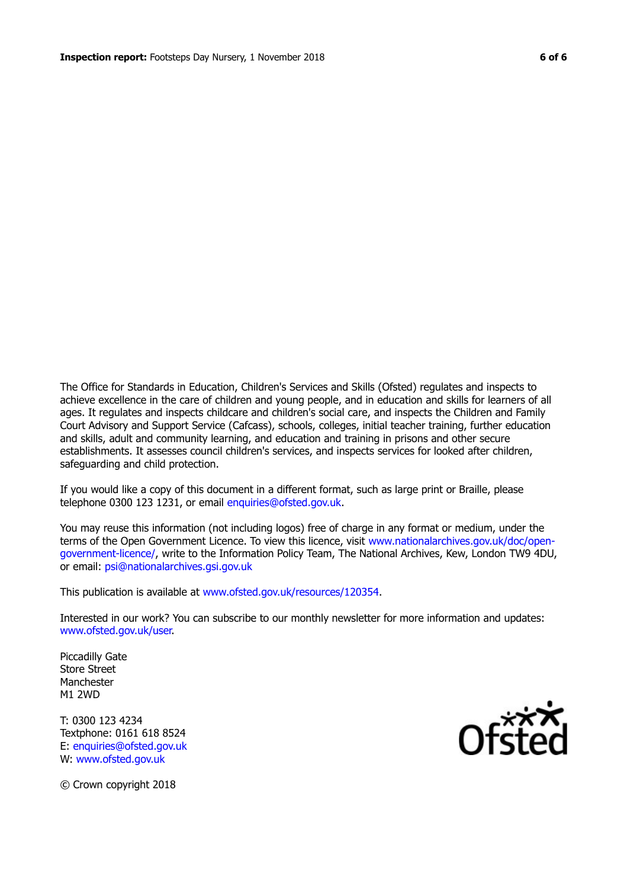The Office for Standards in Education, Children's Services and Skills (Ofsted) regulates and inspects to achieve excellence in the care of children and young people, and in education and skills for learners of all ages. It regulates and inspects childcare and children's social care, and inspects the Children and Family Court Advisory and Support Service (Cafcass), schools, colleges, initial teacher training, further education and skills, adult and community learning, and education and training in prisons and other secure establishments. It assesses council children's services, and inspects services for looked after children, safeguarding and child protection.

If you would like a copy of this document in a different format, such as large print or Braille, please telephone 0300 123 1231, or email enquiries@ofsted.gov.uk.

You may reuse this information (not including logos) free of charge in any format or medium, under the terms of the Open Government Licence. To view this licence, visit www.nationalarchives.gov.uk/doc/open-government-licence/, write to the Information Policy Team, The National Archives, Kew, London TW9 4DU, or email: psi@nationalarchives.gsi.gov.uk

This publication is available at www.ofsted.gov.uk/resources/120354.

Interested in our work? You can subscribe to our monthly newsletter for more information and updates: www.ofsted.gov.uk/user.

Piccadilly Gate
Store Street
Manchester
M1 2WD

T: 0300 123 4234
Textphone: 0161 618 8524
E: enquiries@ofsted.gov.uk
W: www.ofsted.gov.uk

© Crown copyright 2018